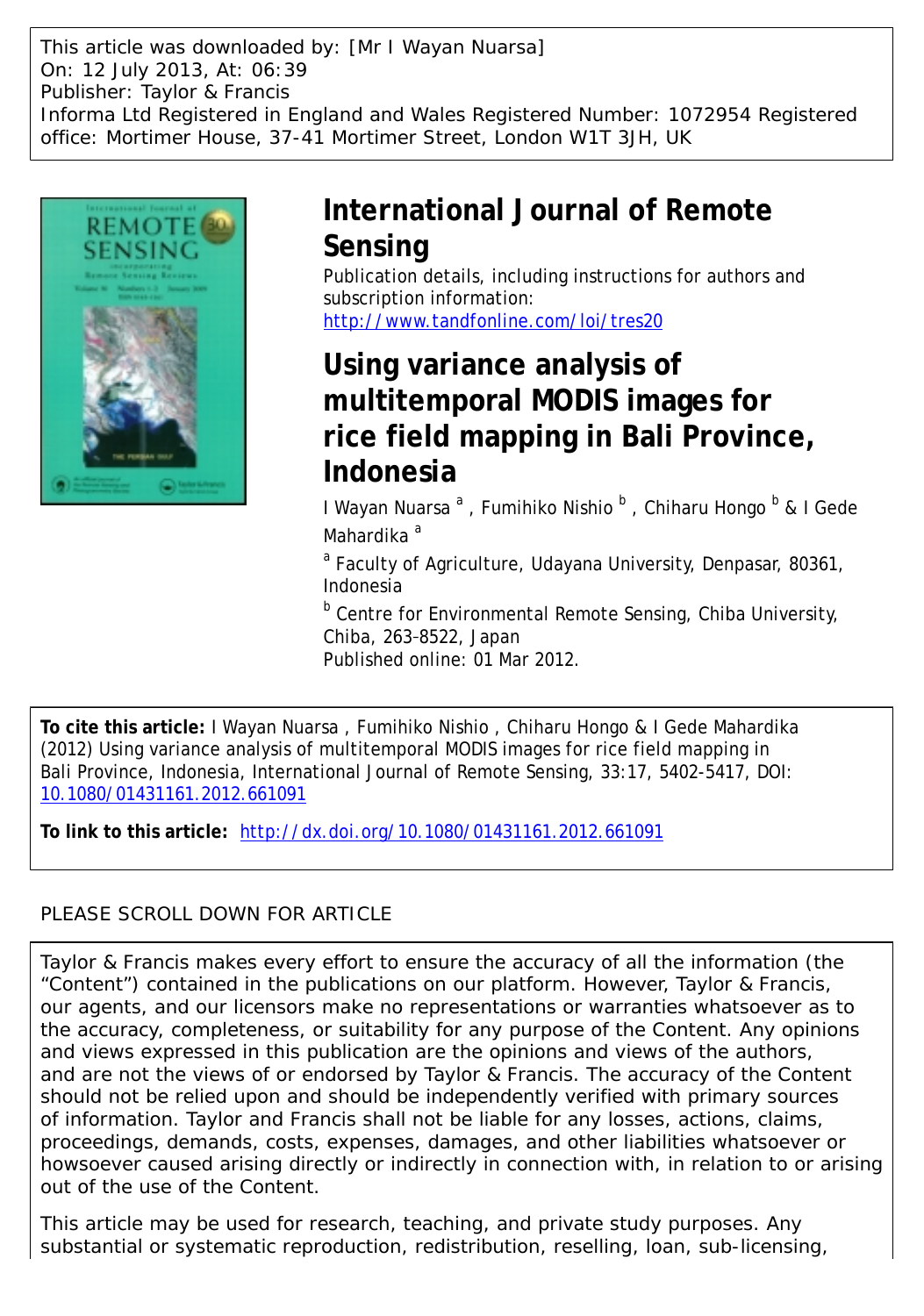This article was downloaded by: [Mr I Wayan Nuarsa]
On: 12 July 2013, At: 06:39
Publisher: Taylor & Francis
Informa Ltd Registered in England and Wales Registered Number: 1072954 Registered office: Mortimer House, 37-41 Mortimer Street, London W1T 3JH, UK

# International Journal of Remote Sensing

Publication details, including instructions for authors and subscription information:
http://www.tandfonline.com/loi/tres20

# Using variance analysis of multitemporal MODIS images for rice field mapping in Bali Province, Indonesia

I Wayan Nuarsa [a], Fumihiko Nishio [b], Chiharu Hongo [b] & I Gede Mahardika [a]

[a] Faculty of Agriculture, Udayana University, Denpasar, 80361, Indonesia

[b] Centre for Environmental Remote Sensing, Chiba University, Chiba, 263-8522, Japan

Published online: 01 Mar 2012.

**To cite this article:** I Wayan Nuarsa , Fumihiko Nishio , Chiharu Hongo & I Gede Mahardika (2012) Using variance analysis of multitemporal MODIS images for rice field mapping in Bali Province, Indonesia, International Journal of Remote Sensing, 33:17, 5402-5417, DOI: 10.1080/01431161.2012.661091

**To link to this article:** http://dx.doi.org/10.1080/01431161.2012.661091

PLEASE SCROLL DOWN FOR ARTICLE

Taylor & Francis makes every effort to ensure the accuracy of all the information (the "Content") contained in the publications on our platform. However, Taylor & Francis, our agents, and our licensors make no representations or warranties whatsoever as to the accuracy, completeness, or suitability for any purpose of the Content. Any opinions and views expressed in this publication are the opinions and views of the authors, and are not the views of or endorsed by Taylor & Francis. The accuracy of the Content should not be relied upon and should be independently verified with primary sources of information. Taylor and Francis shall not be liable for any losses, actions, claims, proceedings, demands, costs, expenses, damages, and other liabilities whatsoever or howsoever caused arising directly or indirectly in connection with, in relation to or arising out of the use of the Content.

This article may be used for research, teaching, and private study purposes. Any substantial or systematic reproduction, redistribution, reselling, loan, sub-licensing,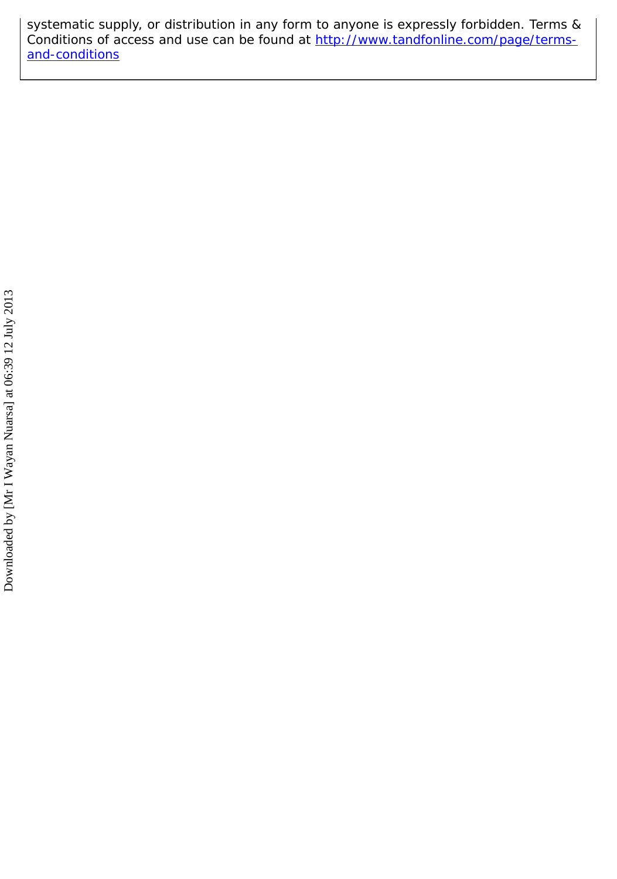systematic supply, or distribution in any form to anyone is expressly forbidden. Terms & Conditions of access and use can be found at [http://www.tandfonline.com/page/terms-and-conditions](http://www.tandfonline.com/page/terms-and-conditions)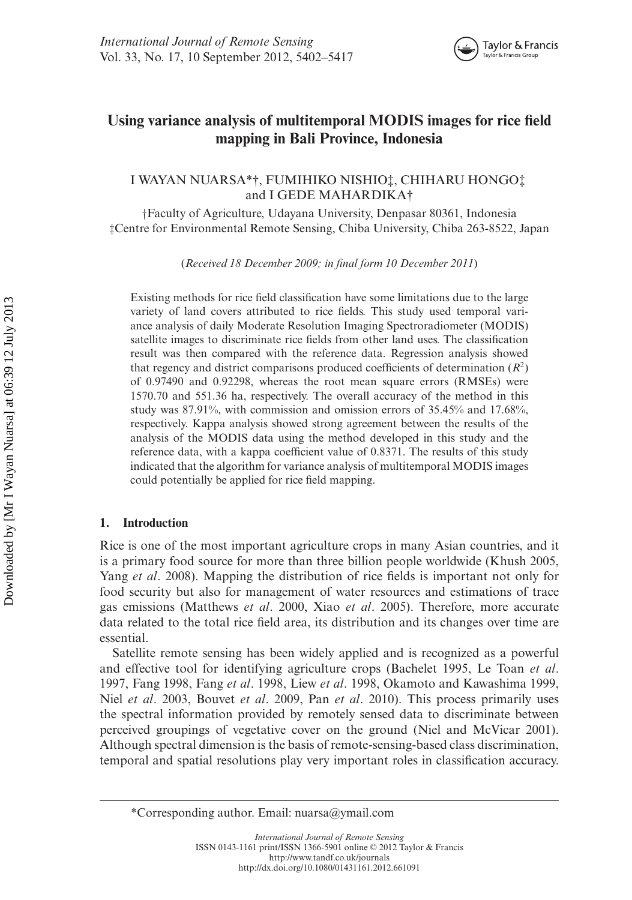# Using variance analysis of multitemporal MODIS images for rice field mapping in Bali Province, Indonesia

I WAYAN NUARSA*†, FUMIHIKO NISHIO‡, CHIHARU HONGO‡ and I GEDE MAHARDIKA†

†Faculty of Agriculture, Udayana University, Denpasar 80361, Indonesia
‡Centre for Environmental Remote Sensing, Chiba University, Chiba 263-8522, Japan

(*Received 18 December 2009; in final form 10 December 2011*)

Existing methods for rice field classification have some limitations due to the large variety of land covers attributed to rice fields. This study used temporal variance analysis of daily Moderate Resolution Imaging Spectroradiometer (MODIS) satellite images to discriminate rice fields from other land uses. The classification result was then compared with the reference data. Regression analysis showed that regency and district comparisons produced coefficients of determination ($R^2$) of 0.97490 and 0.92298, whereas the root mean square errors (RMSEs) were 1570.70 and 551.36 ha, respectively. The overall accuracy of the method in this study was 87.91%, with commission and omission errors of 35.45% and 17.68%, respectively. Kappa analysis showed strong agreement between the results of the analysis of the MODIS data using the method developed in this study and the reference data, with a kappa coefficient value of 0.8371. The results of this study indicated that the algorithm for variance analysis of multitemporal MODIS images could potentially be applied for rice field mapping.

## 1. Introduction

Rice is one of the most important agriculture crops in many Asian countries, and it is a primary food source for more than three billion people worldwide (Khush 2005, Yang *et al*. 2008). Mapping the distribution of rice fields is important not only for food security but also for management of water resources and estimations of trace gas emissions (Matthews *et al*. 2000, Xiao *et al*. 2005). Therefore, more accurate data related to the total rice field area, its distribution and its changes over time are essential.

Satellite remote sensing has been widely applied and is recognized as a powerful and effective tool for identifying agriculture crops (Bachelet 1995, Le Toan *et al*. 1997, Fang 1998, Fang *et al*. 1998, Liew *et al*. 1998, Okamoto and Kawashima 1999, Niel *et al*. 2003, Bouvet *et al*. 2009, Pan *et al*. 2010). This process primarily uses the spectral information provided by remotely sensed data to discriminate between perceived groupings of vegetative cover on the ground (Niel and McVicar 2001). Although spectral dimension is the basis of remote-sensing-based class discrimination, temporal and spatial resolutions play very important roles in classification accuracy.

*Corresponding author. Email: nuarsa@ymail.com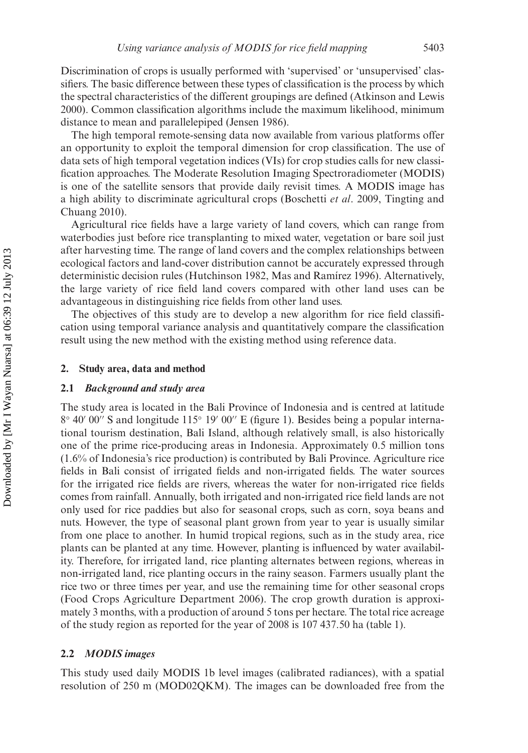Discrimination of crops is usually performed with 'supervised' or 'unsupervised' classifiers. The basic difference between these types of classification is the process by which the spectral characteristics of the different groupings are defined (Atkinson and Lewis 2000). Common classification algorithms include the maximum likelihood, minimum distance to mean and parallelepiped (Jensen 1986).

The high temporal remote-sensing data now available from various platforms offer an opportunity to exploit the temporal dimension for crop classification. The use of data sets of high temporal vegetation indices (VIs) for crop studies calls for new classification approaches. The Moderate Resolution Imaging Spectroradiometer (MODIS) is one of the satellite sensors that provide daily revisit times. A MODIS image has a high ability to discriminate agricultural crops (Boschetti *et al*. 2009, Tingting and Chuang 2010).

Agricultural rice fields have a large variety of land covers, which can range from waterbodies just before rice transplanting to mixed water, vegetation or bare soil just after harvesting time. The range of land covers and the complex relationships between ecological factors and land-cover distribution cannot be accurately expressed through deterministic decision rules (Hutchinson 1982, Mas and Ramírez 1996). Alternatively, the large variety of rice field land covers compared with other land uses can be advantageous in distinguishing rice fields from other land uses.

The objectives of this study are to develop a new algorithm for rice field classification using temporal variance analysis and quantitatively compare the classification result using the new method with the existing method using reference data.

## 2. Study area, data and method

### 2.1 *Background and study area*

The study area is located in the Bali Province of Indonesia and is centred at latitude 8° 40′ 00″ S and longitude 115° 19′ 00″ E (figure 1). Besides being a popular international tourism destination, Bali Island, although relatively small, is also historically one of the prime rice-producing areas in Indonesia. Approximately 0.5 million tons (1.6% of Indonesia's rice production) is contributed by Bali Province. Agriculture rice fields in Bali consist of irrigated fields and non-irrigated fields. The water sources for the irrigated rice fields are rivers, whereas the water for non-irrigated rice fields comes from rainfall. Annually, both irrigated and non-irrigated rice field lands are not only used for rice paddies but also for seasonal crops, such as corn, soya beans and nuts. However, the type of seasonal plant grown from year to year is usually similar from one place to another. In humid tropical regions, such as in the study area, rice plants can be planted at any time. However, planting is influenced by water availability. Therefore, for irrigated land, rice planting alternates between regions, whereas in non-irrigated land, rice planting occurs in the rainy season. Farmers usually plant the rice two or three times per year, and use the remaining time for other seasonal crops (Food Crops Agriculture Department 2006). The crop growth duration is approximately 3 months, with a production of around 5 tons per hectare. The total rice acreage of the study region as reported for the year of 2008 is 107 437.50 ha (table 1).

### 2.2 *MODIS images*

This study used daily MODIS 1b level images (calibrated radiances), with a spatial resolution of 250 m (MOD02QKM). The images can be downloaded free from the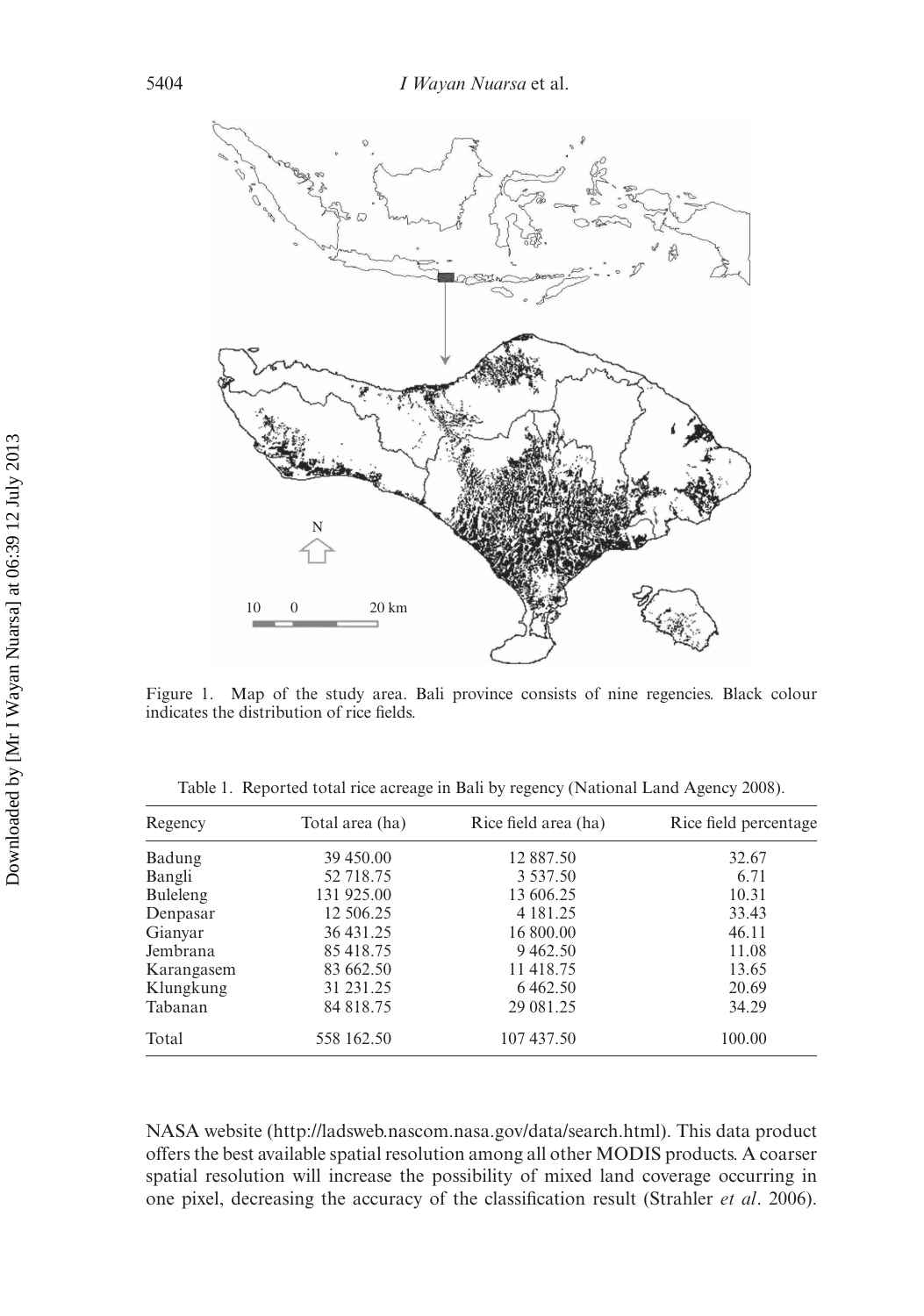Figure 1. Map of the study area. Bali province consists of nine regencies. Black colour indicates the distribution of rice fields.

Table 1. Reported total rice acreage in Bali by regency (National Land Agency 2008).

| Regency | Total area (ha) | Rice field area (ha) | Rice field percentage |
|---|---|---|---|
| Badung | 39 450.00 | 12 887.50 | 32.67 |
| Bangli | 52 718.75 | 3 537.50 | 6.71 |
| Buleleng | 131 925.00 | 13 606.25 | 10.31 |
| Denpasar | 12 506.25 | 4 181.25 | 33.43 |
| Gianyar | 36 431.25 | 16 800.00 | 46.11 |
| Jembrana | 85 418.75 | 9 462.50 | 11.08 |
| Karangasem | 83 662.50 | 11 418.75 | 13.65 |
| Klungkung | 31 231.25 | 6 462.50 | 20.69 |
| Tabanan | 84 818.75 | 29 081.25 | 34.29 |
| Total | 558 162.50 | 107 437.50 | 100.00 |

NASA website (http://ladsweb.nascom.nasa.gov/data/search.html). This data product offers the best available spatial resolution among all other MODIS products. A coarser spatial resolution will increase the possibility of mixed land coverage occurring in one pixel, decreasing the accuracy of the classification result (Strahler *et al*. 2006).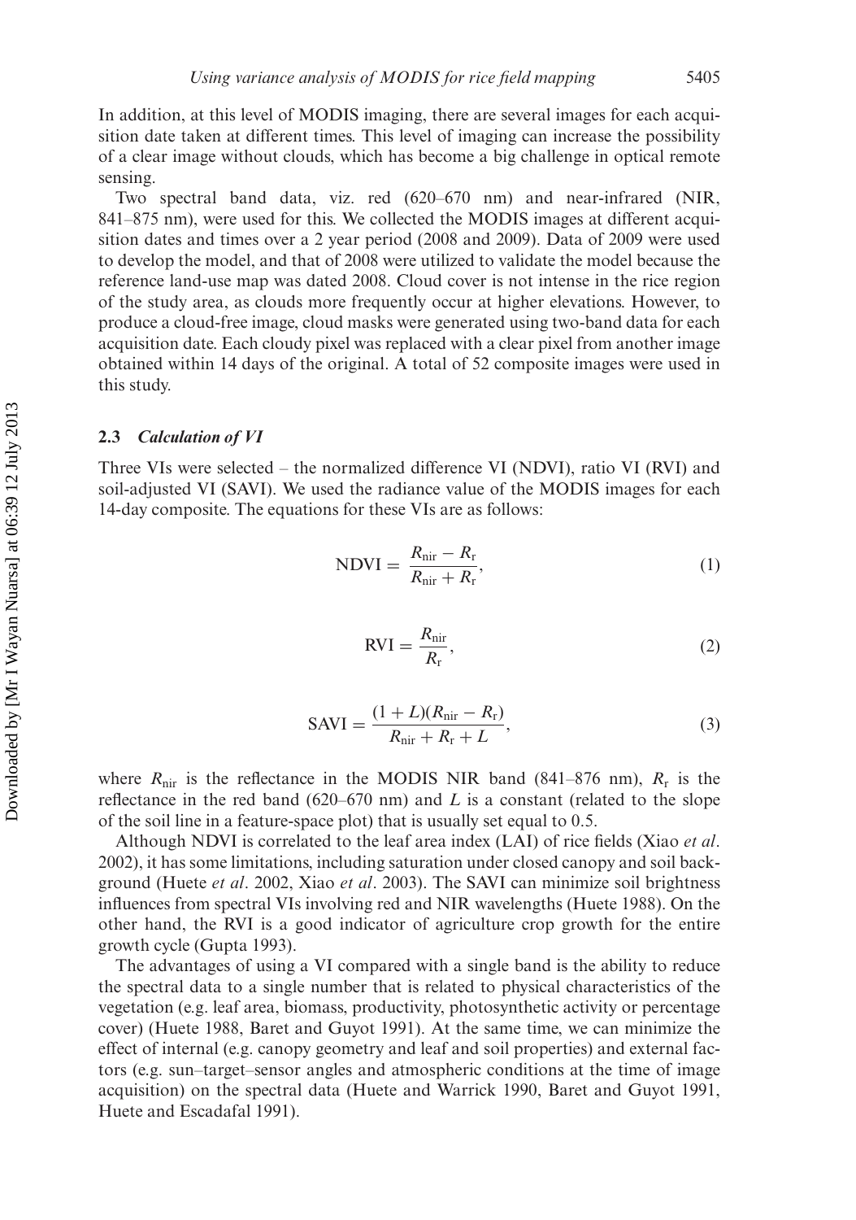In addition, at this level of MODIS imaging, there are several images for each acquisition date taken at different times. This level of imaging can increase the possibility of a clear image without clouds, which has become a big challenge in optical remote sensing.

Two spectral band data, viz. red (620–670 nm) and near-infrared (NIR, 841–875 nm), were used for this. We collected the MODIS images at different acquisition dates and times over a 2 year period (2008 and 2009). Data of 2009 were used to develop the model, and that of 2008 were utilized to validate the model because the reference land-use map was dated 2008. Cloud cover is not intense in the rice region of the study area, as clouds more frequently occur at higher elevations. However, to produce a cloud-free image, cloud masks were generated using two-band data for each acquisition date. Each cloudy pixel was replaced with a clear pixel from another image obtained within 14 days of the original. A total of 52 composite images were used in this study.

### 2.3 *Calculation of VI*

Three VIs were selected – the normalized difference VI (NDVI), ratio VI (RVI) and soil-adjusted VI (SAVI). We used the radiance value of the MODIS images for each 14-day composite. The equations for these VIs are as follows:

$$\mathrm{NDVI} = \frac{R_{\mathrm{nir}} - R_{\mathrm{r}}}{R_{\mathrm{nir}} + R_{\mathrm{r}}}, \tag{1}$$

$$\mathrm{RVI} = \frac{R_{\mathrm{nir}}}{R_{\mathrm{r}}}, \tag{2}$$

$$\mathrm{SAVI} = \frac{(1 + L)(R_{\mathrm{nir}} - R_{\mathrm{r}})}{R_{\mathrm{nir}} + R_{\mathrm{r}} + L}, \tag{3}$$

where $R_{\mathrm{nir}}$ is the reflectance in the MODIS NIR band (841–876 nm), $R_{\mathrm{r}}$ is the reflectance in the red band (620–670 nm) and $L$ is a constant (related to the slope of the soil line in a feature-space plot) that is usually set equal to 0.5.

Although NDVI is correlated to the leaf area index (LAI) of rice fields (Xiao *et al*. 2002), it has some limitations, including saturation under closed canopy and soil background (Huete *et al*. 2002, Xiao *et al*. 2003). The SAVI can minimize soil brightness influences from spectral VIs involving red and NIR wavelengths (Huete 1988). On the other hand, the RVI is a good indicator of agriculture crop growth for the entire growth cycle (Gupta 1993).

The advantages of using a VI compared with a single band is the ability to reduce the spectral data to a single number that is related to physical characteristics of the vegetation (e.g. leaf area, biomass, productivity, photosynthetic activity or percentage cover) (Huete 1988, Baret and Guyot 1991). At the same time, we can minimize the effect of internal (e.g. canopy geometry and leaf and soil properties) and external factors (e.g. sun–target–sensor angles and atmospheric conditions at the time of image acquisition) on the spectral data (Huete and Warrick 1990, Baret and Guyot 1991, Huete and Escadafal 1991).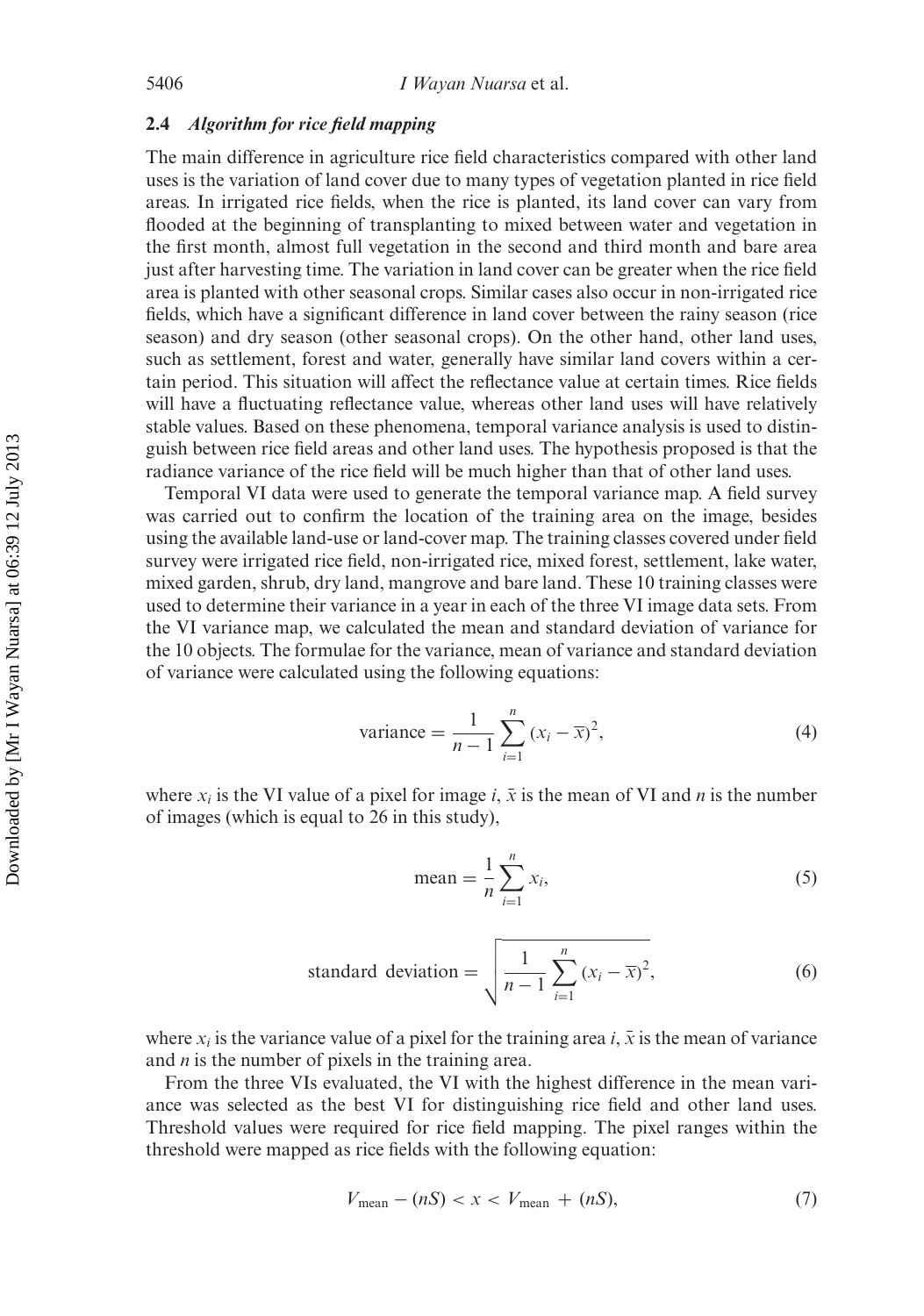### 2.4 *Algorithm for rice field mapping*

The main difference in agriculture rice field characteristics compared with other land uses is the variation of land cover due to many types of vegetation planted in rice field areas. In irrigated rice fields, when the rice is planted, its land cover can vary from flooded at the beginning of transplanting to mixed between water and vegetation in the first month, almost full vegetation in the second and third month and bare area just after harvesting time. The variation in land cover can be greater when the rice field area is planted with other seasonal crops. Similar cases also occur in non-irrigated rice fields, which have a significant difference in land cover between the rainy season (rice season) and dry season (other seasonal crops). On the other hand, other land uses, such as settlement, forest and water, generally have similar land covers within a certain period. This situation will affect the reflectance value at certain times. Rice fields will have a fluctuating reflectance value, whereas other land uses will have relatively stable values. Based on these phenomena, temporal variance analysis is used to distinguish between rice field areas and other land uses. The hypothesis proposed is that the radiance variance of the rice field will be much higher than that of other land uses.

Temporal VI data were used to generate the temporal variance map. A field survey was carried out to confirm the location of the training area on the image, besides using the available land-use or land-cover map. The training classes covered under field survey were irrigated rice field, non-irrigated rice, mixed forest, settlement, lake water, mixed garden, shrub, dry land, mangrove and bare land. These 10 training classes were used to determine their variance in a year in each of the three VI image data sets. From the VI variance map, we calculated the mean and standard deviation of variance for the 10 objects. The formulae for the variance, mean of variance and standard deviation of variance were calculated using the following equations:

$$\text{variance} = \frac{1}{n-1}\sum_{i=1}^{n}(x_i - \overline{x})^2, \tag{4}$$

where $x_i$ is the VI value of a pixel for image $i$, $\bar{x}$ is the mean of VI and $n$ is the number of images (which is equal to 26 in this study),

$$\text{mean} = \frac{1}{n}\sum_{i=1}^{n} x_i, \tag{5}$$

$$\text{standard deviation} = \sqrt{\frac{1}{n-1}\sum_{i=1}^{n}(x_i - \overline{x})^2}, \tag{6}$$

where $x_i$ is the variance value of a pixel for the training area $i$, $\bar{x}$ is the mean of variance and $n$ is the number of pixels in the training area.

From the three VIs evaluated, the VI with the highest difference in the mean variance was selected as the best VI for distinguishing rice field and other land uses. Threshold values were required for rice field mapping. The pixel ranges within the threshold were mapped as rice fields with the following equation:

$$V_{\text{mean}} - (nS) < x < V_{\text{mean}} + (nS), \tag{7}$$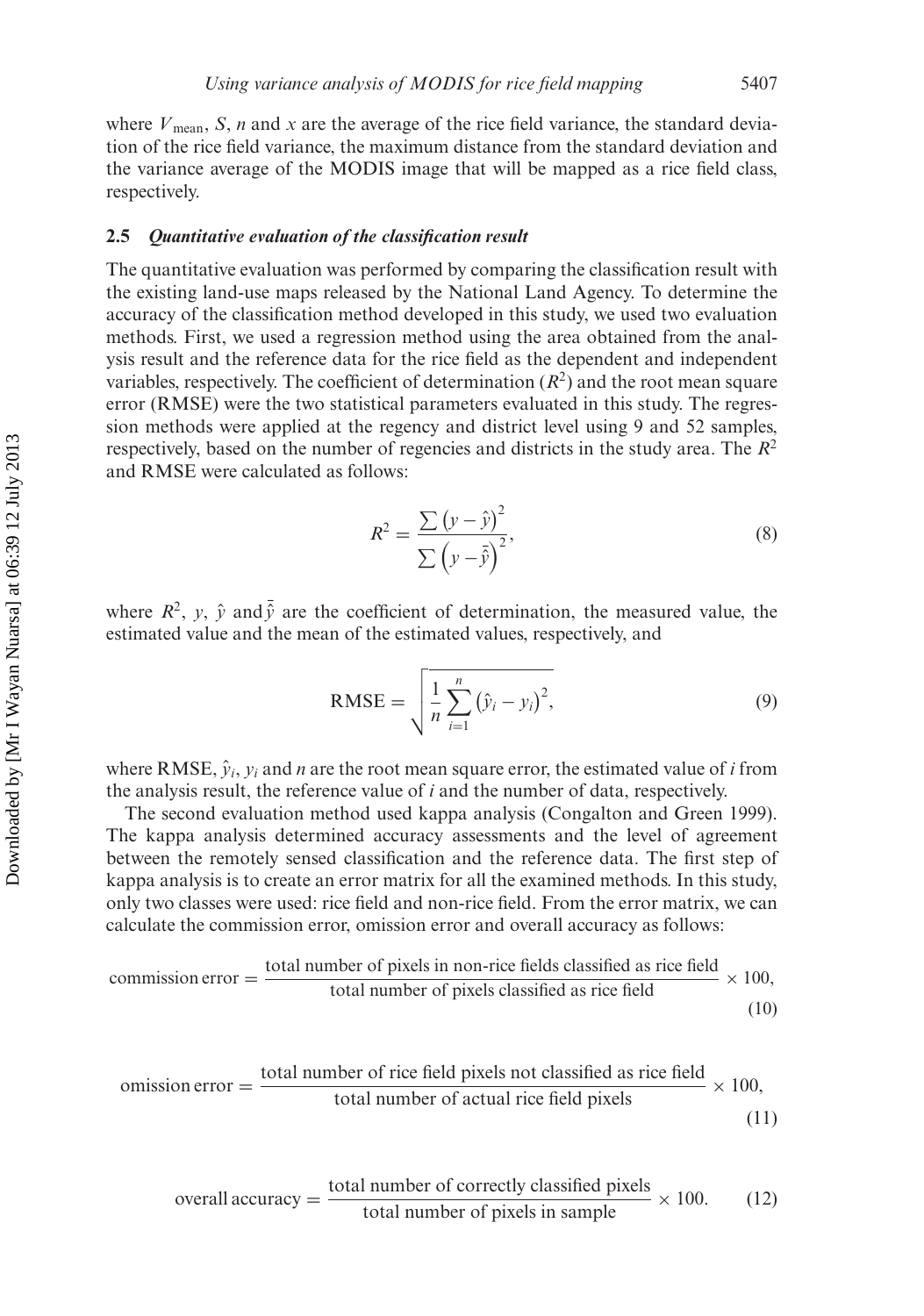where $V_{\text{mean}}$, $S$, $n$ and $x$ are the average of the rice field variance, the standard deviation of the rice field variance, the maximum distance from the standard deviation and the variance average of the MODIS image that will be mapped as a rice field class, respectively.

### 2.5 *Quantitative evaluation of the classification result*

The quantitative evaluation was performed by comparing the classification result with the existing land-use maps released by the National Land Agency. To determine the accuracy of the classification method developed in this study, we used two evaluation methods. First, we used a regression method using the area obtained from the analysis result and the reference data for the rice field as the dependent and independent variables, respectively. The coefficient of determination ($R^2$) and the root mean square error (RMSE) were the two statistical parameters evaluated in this study. The regression methods were applied at the regency and district level using 9 and 52 samples, respectively, based on the number of regencies and districts in the study area. The $R^2$ and RMSE were calculated as follows:

$$R^2 = \frac{\sum \left(y - \hat{y}\right)^2}{\sum \left(y - \bar{\hat{y}}\right)^2}, \tag{8}$$

where $R^2$, $y$, $\hat{y}$ and $\bar{\hat{y}}$ are the coefficient of determination, the measured value, the estimated value and the mean of the estimated values, respectively, and

$$\text{RMSE} = \sqrt{\frac{1}{n}\sum_{i=1}^{n}\left(\hat{y}_i - y_i\right)^2}, \tag{9}$$

where RMSE, $\hat{y}_i$, $y_i$ and $n$ are the root mean square error, the estimated value of $i$ from the analysis result, the reference value of $i$ and the number of data, respectively.

The second evaluation method used kappa analysis (Congalton and Green 1999). The kappa analysis determined accuracy assessments and the level of agreement between the remotely sensed classification and the reference data. The first step of kappa analysis is to create an error matrix for all the examined methods. In this study, only two classes were used: rice field and non-rice field. From the error matrix, we can calculate the commission error, omission error and overall accuracy as follows:

$$\text{commission error} = \frac{\text{total number of pixels in non-rice fields classified as rice field}}{\text{total number of pixels classified as rice field}} \times 100, \tag{10}$$

$$\text{omission error} = \frac{\text{total number of rice field pixels not classified as rice field}}{\text{total number of actual rice field pixels}} \times 100, \tag{11}$$

$$\text{overall accuracy} = \frac{\text{total number of correctly classified pixels}}{\text{total number of pixels in sample}} \times 100. \tag{12}$$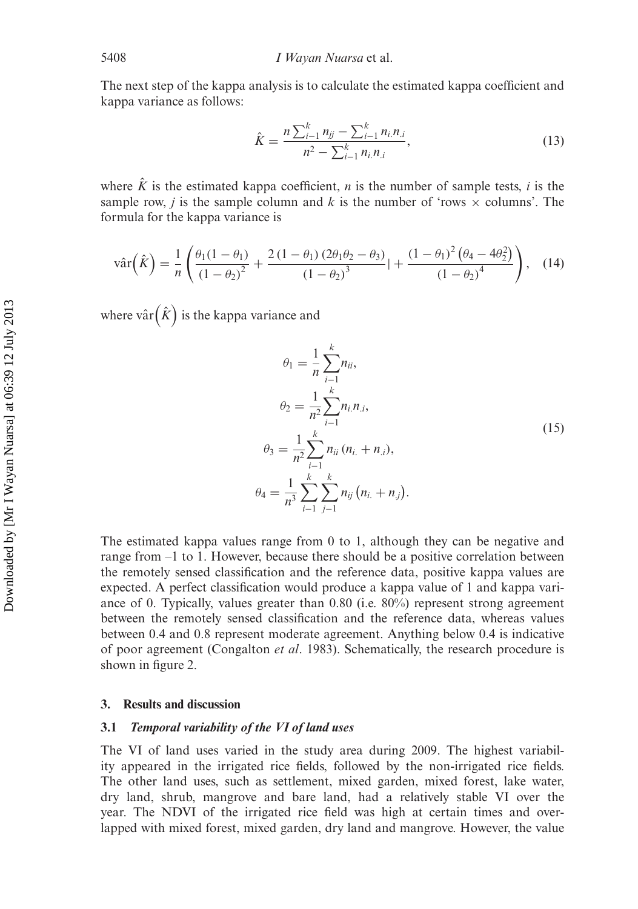The next step of the kappa analysis is to calculate the estimated kappa coefficient and kappa variance as follows:

$$\hat{K} = \frac{n\sum_{i-1}^{k} n_{jj} - \sum_{i-1}^{k} n_{i.}n_{.i}}{n^2 - \sum_{i-1}^{k} n_{i.}n_{.i}}, \tag{13}$$

where $\hat{K}$ is the estimated kappa coefficient, $n$ is the number of sample tests, $i$ is the sample row, $j$ is the sample column and $k$ is the number of 'rows × columns'. The formula for the kappa variance is

$$\hat{\text{var}}\left(\hat{K}\right) = \frac{1}{n}\left(\frac{\theta_1(1-\theta_1)}{(1-\theta_2)^2} + \frac{2(1-\theta_1)(2\theta_1\theta_2 - \theta_3)}{(1-\theta_2)^3}| + \frac{(1-\theta_1)^2\left(\theta_4 - 4\theta_2^2\right)}{(1-\theta_2)^4}\right), \tag{14}$$

where $\hat{\text{var}}\left(\hat{K}\right)$ is the kappa variance and

$$\begin{aligned}
\theta_1 &= \frac{1}{n}\sum_{i-1}^{k} n_{ii}, \\
\theta_2 &= \frac{1}{n^2}\sum_{i-1}^{k} n_{i.}n_{.i}, \\
\theta_3 &= \frac{1}{n^2}\sum_{i-1}^{k} n_{ii}\,(n_{i.} + n_{.i}), \\
\theta_4 &= \frac{1}{n^3}\sum_{i-1}^{k}\sum_{j-1}^{k} n_{ij}\left(n_{i.} + n_{.j}\right).
\end{aligned} \tag{15}$$

The estimated kappa values range from 0 to 1, although they can be negative and range from –1 to 1. However, because there should be a positive correlation between the remotely sensed classification and the reference data, positive kappa values are expected. A perfect classification would produce a kappa value of 1 and kappa variance of 0. Typically, values greater than 0.80 (i.e. 80%) represent strong agreement between the remotely sensed classification and the reference data, whereas values between 0.4 and 0.8 represent moderate agreement. Anything below 0.4 is indicative of poor agreement (Congalton *et al*. 1983). Schematically, the research procedure is shown in figure 2.

## 3. Results and discussion

### 3.1 *Temporal variability of the VI of land uses*

The VI of land uses varied in the study area during 2009. The highest variability appeared in the irrigated rice fields, followed by the non-irrigated rice fields. The other land uses, such as settlement, mixed garden, mixed forest, lake water, dry land, shrub, mangrove and bare land, had a relatively stable VI over the year. The NDVI of the irrigated rice field was high at certain times and overlapped with mixed forest, mixed garden, dry land and mangrove. However, the value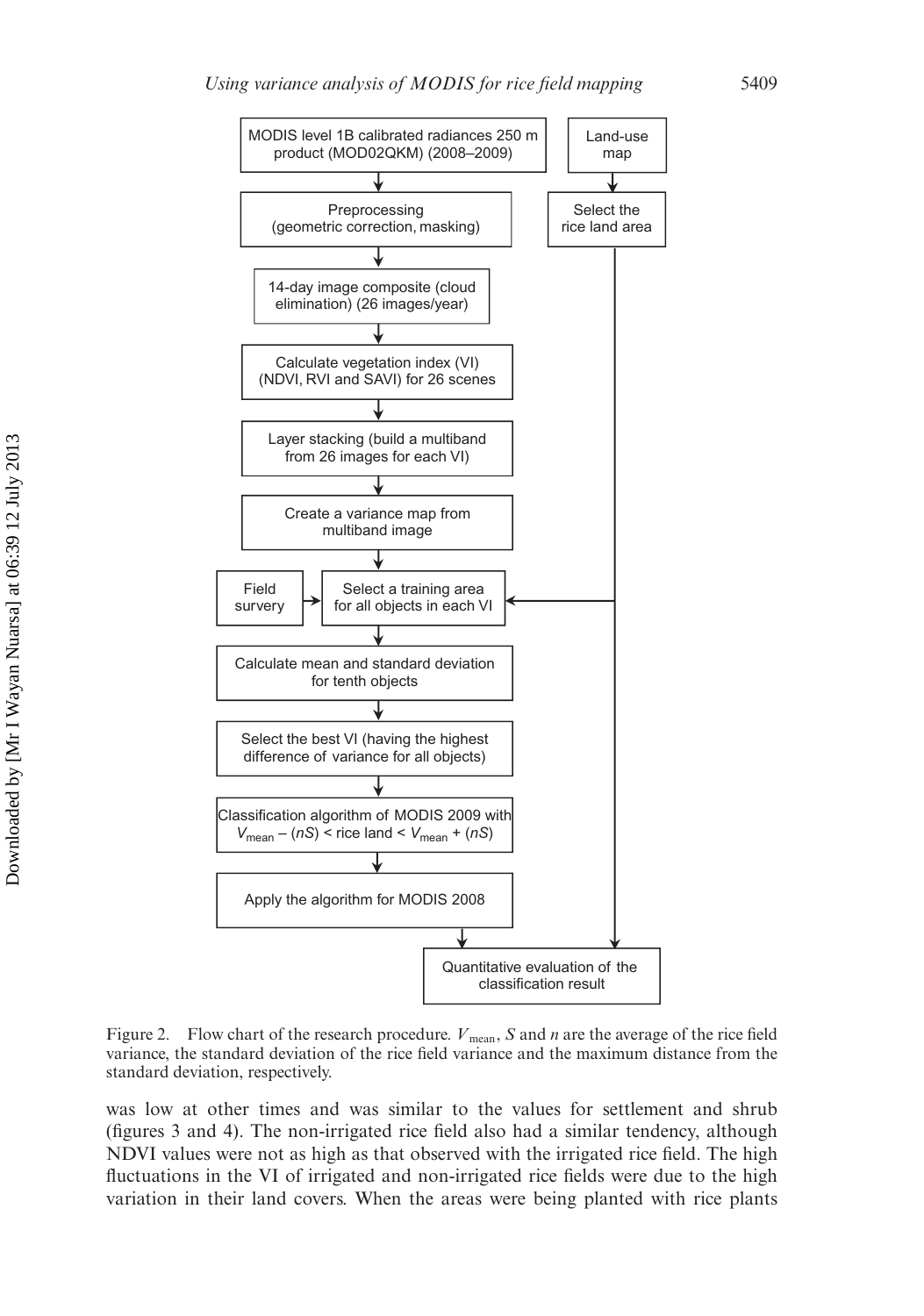MODIS level 1B calibrated radiances 250 m product (MOD02QKM) (2008–2009)

Land-use map

Preprocessing (geometric correction, masking)

Select the rice land area

14-day image composite (cloud elimination) (26 images/year)

Calculate vegetation index (VI) (NDVI, RVI and SAVI) for 26 scenes

Layer stacking (build a multiband from 26 images for each VI)

Create a variance map from multiband image

Field survery

Select a training area for all objects in each VI

Calculate mean and standard deviation for tenth objects

Select the best VI (having the highest difference of variance for all objects)

Classification algorithm of MODIS 2009 with $V_{\text{mean}} - (nS) <$ rice land $< V_{\text{mean}} + (nS)$

Apply the algorithm for MODIS 2008

Quantitative evaluation of the classification result

Figure 2. Flow chart of the research procedure. $V_{\text{mean}}$, $S$ and $n$ are the average of the rice field variance, the standard deviation of the rice field variance and the maximum distance from the standard deviation, respectively.

was low at other times and was similar to the values for settlement and shrub (figures 3 and 4). The non-irrigated rice field also had a similar tendency, although NDVI values were not as high as that observed with the irrigated rice field. The high fluctuations in the VI of irrigated and non-irrigated rice fields were due to the high variation in their land covers. When the areas were being planted with rice plants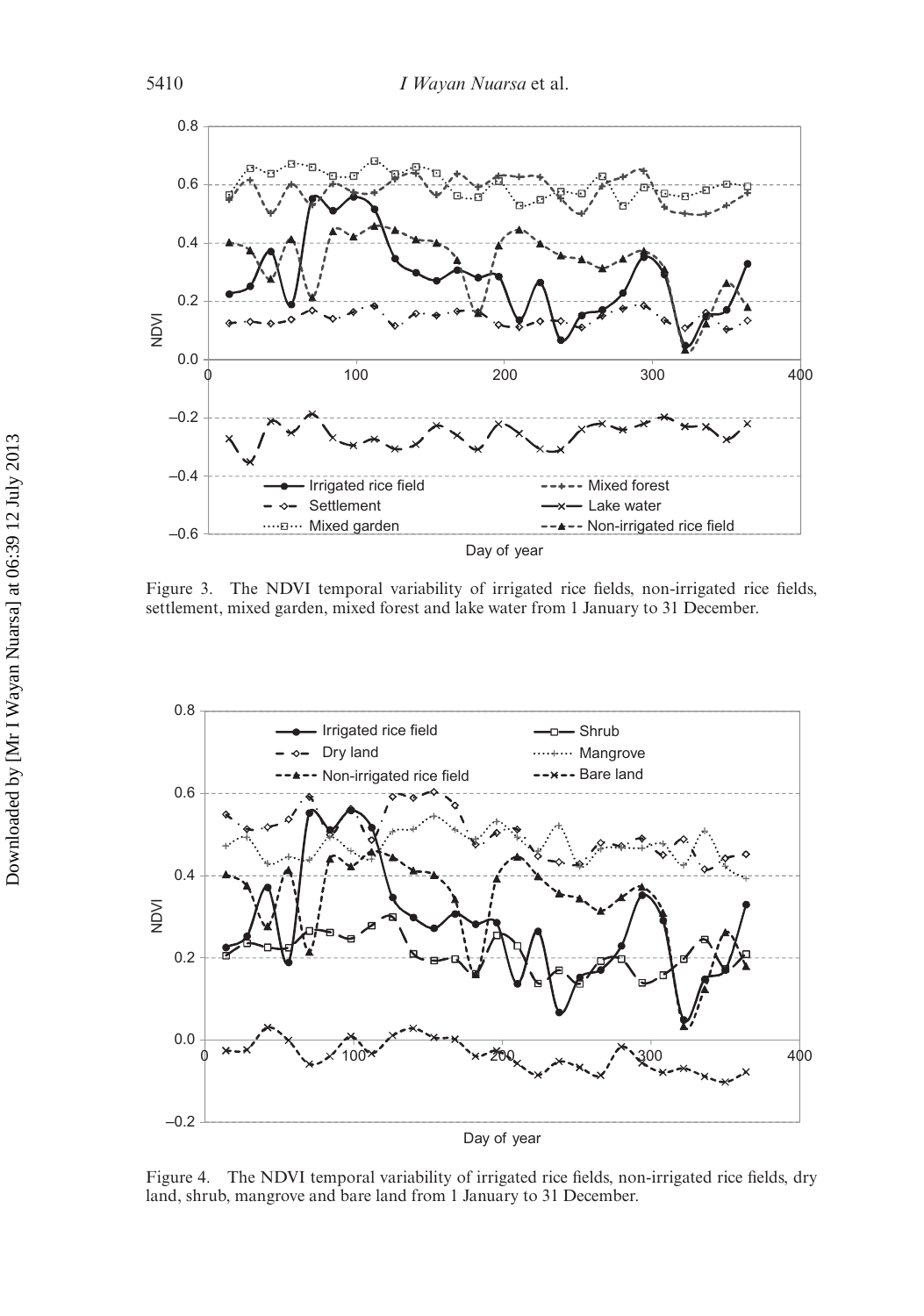Figure 3. The NDVI temporal variability of irrigated rice fields, non-irrigated rice fields, settlement, mixed garden, mixed forest and lake water from 1 January to 31 December.

Figure 4. The NDVI temporal variability of irrigated rice fields, non-irrigated rice fields, dry land, shrub, mangrove and bare land from 1 January to 31 December.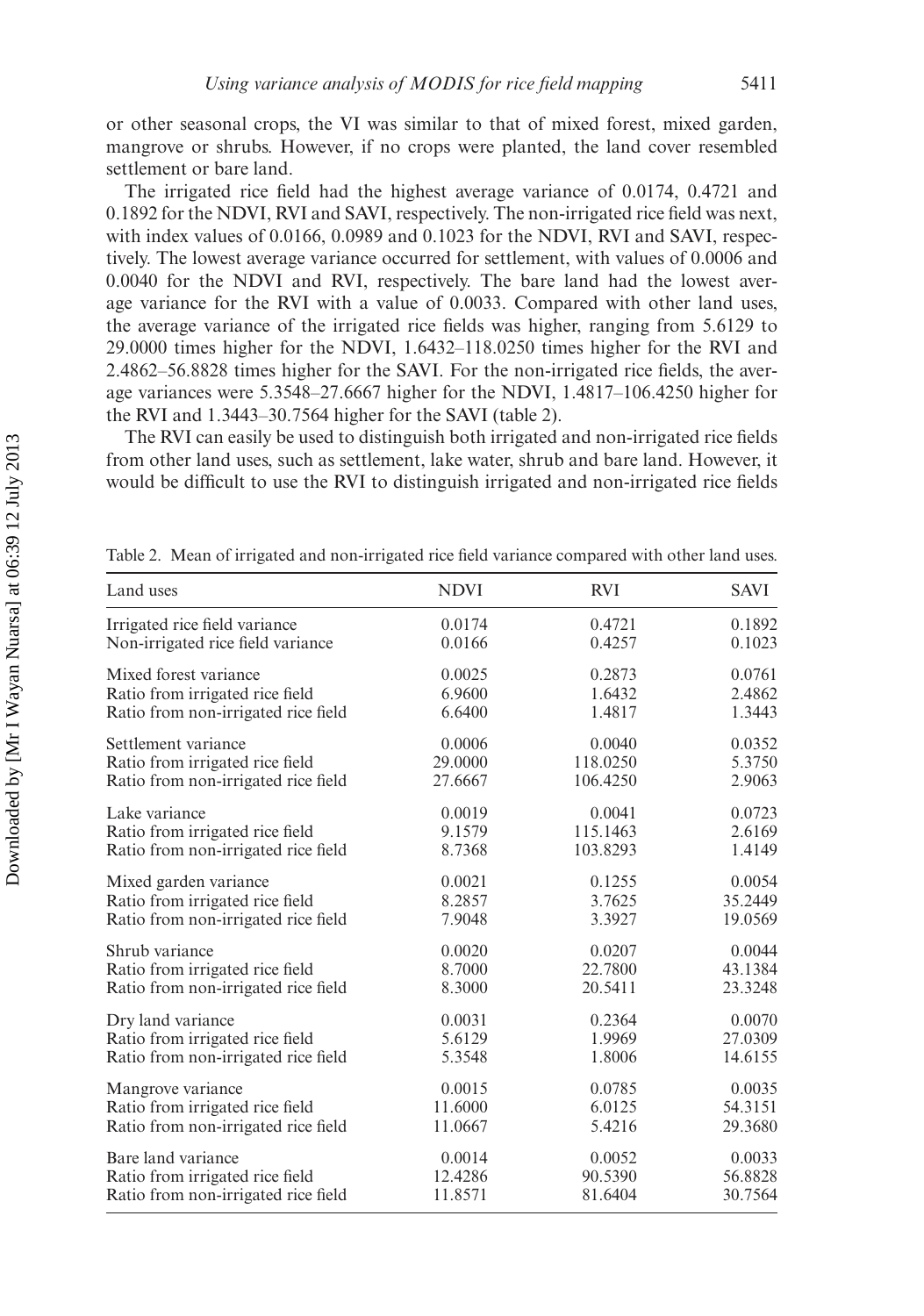or other seasonal crops, the VI was similar to that of mixed forest, mixed garden, mangrove or shrubs. However, if no crops were planted, the land cover resembled settlement or bare land.

The irrigated rice field had the highest average variance of 0.0174, 0.4721 and 0.1892 for the NDVI, RVI and SAVI, respectively. The non-irrigated rice field was next, with index values of 0.0166, 0.0989 and 0.1023 for the NDVI, RVI and SAVI, respectively. The lowest average variance occurred for settlement, with values of 0.0006 and 0.0040 for the NDVI and RVI, respectively. The bare land had the lowest average variance for the RVI with a value of 0.0033. Compared with other land uses, the average variance of the irrigated rice fields was higher, ranging from 5.6129 to 29.0000 times higher for the NDVI, 1.6432–118.0250 times higher for the RVI and 2.4862–56.8828 times higher for the SAVI. For the non-irrigated rice fields, the average variances were 5.3548–27.6667 higher for the NDVI, 1.4817–106.4250 higher for the RVI and 1.3443–30.7564 higher for the SAVI (table 2).

The RVI can easily be used to distinguish both irrigated and non-irrigated rice fields from other land uses, such as settlement, lake water, shrub and bare land. However, it would be difficult to use the RVI to distinguish irrigated and non-irrigated rice fields

Table 2. Mean of irrigated and non-irrigated rice field variance compared with other land uses.

| Land uses | NDVI | RVI | SAVI |
|---|---|---|---|
| Irrigated rice field variance | 0.0174 | 0.4721 | 0.1892 |
| Non-irrigated rice field variance | 0.0166 | 0.4257 | 0.1023 |
| Mixed forest variance | 0.0025 | 0.2873 | 0.0761 |
| Ratio from irrigated rice field | 6.9600 | 1.6432 | 2.4862 |
| Ratio from non-irrigated rice field | 6.6400 | 1.4817 | 1.3443 |
| Settlement variance | 0.0006 | 0.0040 | 0.0352 |
| Ratio from irrigated rice field | 29.0000 | 118.0250 | 5.3750 |
| Ratio from non-irrigated rice field | 27.6667 | 106.4250 | 2.9063 |
| Lake variance | 0.0019 | 0.0041 | 0.0723 |
| Ratio from irrigated rice field | 9.1579 | 115.1463 | 2.6169 |
| Ratio from non-irrigated rice field | 8.7368 | 103.8293 | 1.4149 |
| Mixed garden variance | 0.0021 | 0.1255 | 0.0054 |
| Ratio from irrigated rice field | 8.2857 | 3.7625 | 35.2449 |
| Ratio from non-irrigated rice field | 7.9048 | 3.3927 | 19.0569 |
| Shrub variance | 0.0020 | 0.0207 | 0.0044 |
| Ratio from irrigated rice field | 8.7000 | 22.7800 | 43.1384 |
| Ratio from non-irrigated rice field | 8.3000 | 20.5411 | 23.3248 |
| Dry land variance | 0.0031 | 0.2364 | 0.0070 |
| Ratio from irrigated rice field | 5.6129 | 1.9969 | 27.0309 |
| Ratio from non-irrigated rice field | 5.3548 | 1.8006 | 14.6155 |
| Mangrove variance | 0.0015 | 0.0785 | 0.0035 |
| Ratio from irrigated rice field | 11.6000 | 6.0125 | 54.3151 |
| Ratio from non-irrigated rice field | 11.0667 | 5.4216 | 29.3680 |
| Bare land variance | 0.0014 | 0.0052 | 0.0033 |
| Ratio from irrigated rice field | 12.4286 | 90.5390 | 56.8828 |
| Ratio from non-irrigated rice field | 11.8571 | 81.6404 | 30.7564 |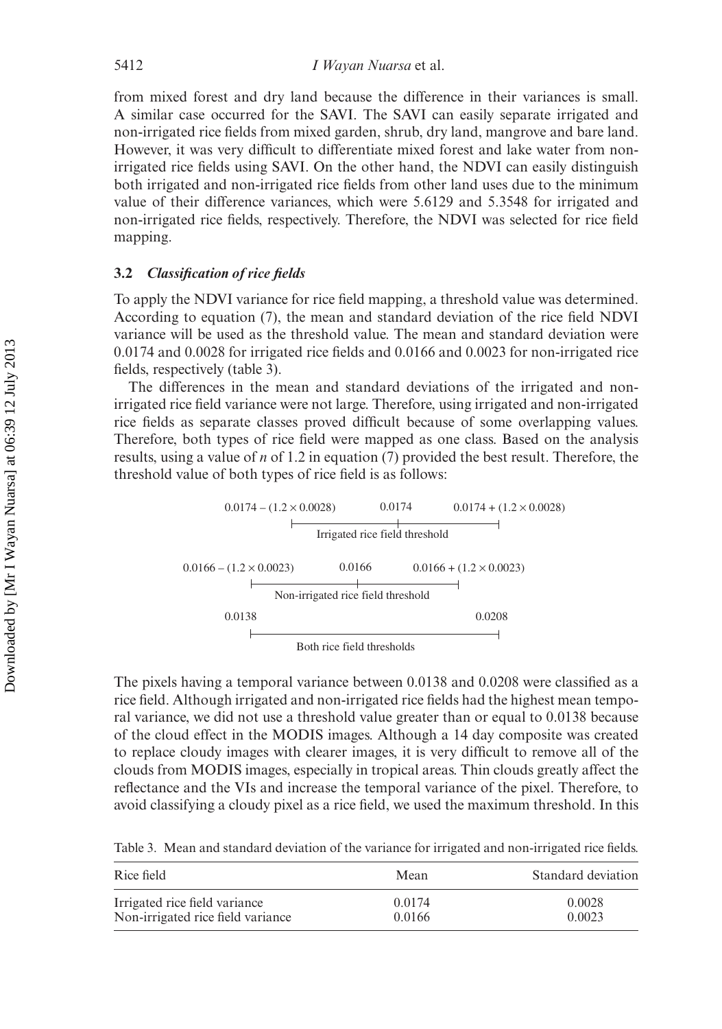from mixed forest and dry land because the difference in their variances is small. A similar case occurred for the SAVI. The SAVI can easily separate irrigated and non-irrigated rice fields from mixed garden, shrub, dry land, mangrove and bare land. However, it was very difficult to differentiate mixed forest and lake water from non-irrigated rice fields using SAVI. On the other hand, the NDVI can easily distinguish both irrigated and non-irrigated rice fields from other land uses due to the minimum value of their difference variances, which were 5.6129 and 5.3548 for irrigated and non-irrigated rice fields, respectively. Therefore, the NDVI was selected for rice field mapping.

### 3.2 *Classification of rice fields*

To apply the NDVI variance for rice field mapping, a threshold value was determined. According to equation (7), the mean and standard deviation of the rice field NDVI variance will be used as the threshold value. The mean and standard deviation were 0.0174 and 0.0028 for irrigated rice fields and 0.0166 and 0.0023 for non-irrigated rice fields, respectively (table 3).

The differences in the mean and standard deviations of the irrigated and non-irrigated rice field variance were not large. Therefore, using irrigated and non-irrigated rice fields as separate classes proved difficult because of some overlapping values. Therefore, both types of rice field were mapped as one class. Based on the analysis results, using a value of *n* of 1.2 in equation (7) provided the best result. Therefore, the threshold value of both types of rice field is as follows:

Irrigated rice field threshold: $0.0174 - (1.2 \times 0.0028)$ — $0.0174$ — $0.0174 + (1.2 \times 0.0028)$

Non-irrigated rice field threshold: $0.0166 - (1.2 \times 0.0023)$ — $0.0166$ — $0.0166 + (1.2 \times 0.0023)$

Both rice field thresholds: $0.0138$ — $0.0208$

The pixels having a temporal variance between 0.0138 and 0.0208 were classified as a rice field. Although irrigated and non-irrigated rice fields had the highest mean temporal variance, we did not use a threshold value greater than or equal to 0.0138 because of the cloud effect in the MODIS images. Although a 14 day composite was created to replace cloudy images with clearer images, it is very difficult to remove all of the clouds from MODIS images, especially in tropical areas. Thin clouds greatly affect the reflectance and the VIs and increase the temporal variance of the pixel. Therefore, to avoid classifying a cloudy pixel as a rice field, we used the maximum threshold. In this

Table 3. Mean and standard deviation of the variance for irrigated and non-irrigated rice fields.

| Rice field | Mean | Standard deviation |
|---|---|---|
| Irrigated rice field variance | 0.0174 | 0.0028 |
| Non-irrigated rice field variance | 0.0166 | 0.0023 |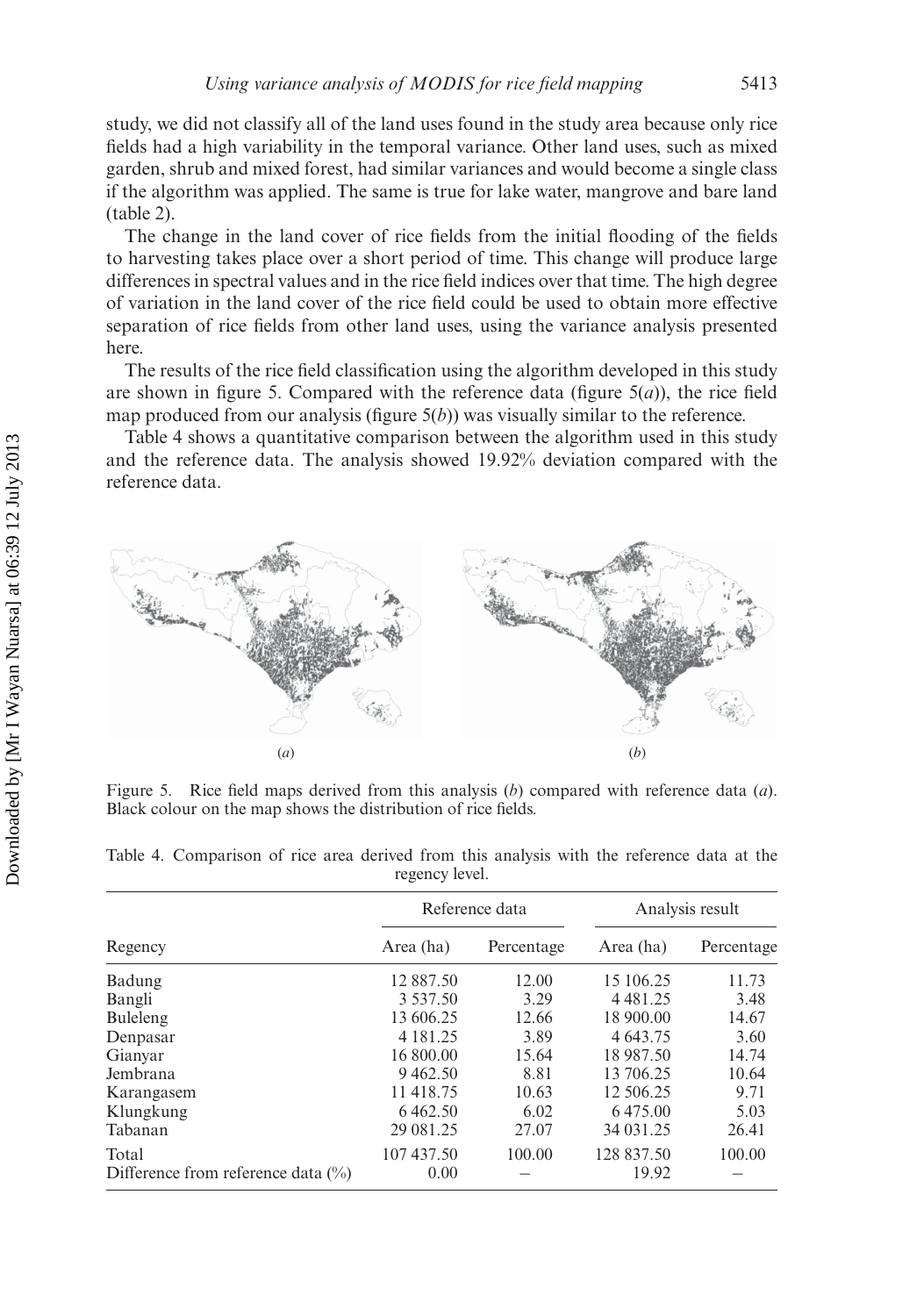study, we did not classify all of the land uses found in the study area because only rice fields had a high variability in the temporal variance. Other land uses, such as mixed garden, shrub and mixed forest, had similar variances and would become a single class if the algorithm was applied. The same is true for lake water, mangrove and bare land (table 2).

The change in the land cover of rice fields from the initial flooding of the fields to harvesting takes place over a short period of time. This change will produce large differences in spectral values and in the rice field indices over that time. The high degree of variation in the land cover of the rice field could be used to obtain more effective separation of rice fields from other land uses, using the variance analysis presented here.

The results of the rice field classification using the algorithm developed in this study are shown in figure 5. Compared with the reference data (figure 5(*a*)), the rice field map produced from our analysis (figure 5(*b*)) was visually similar to the reference.

Table 4 shows a quantitative comparison between the algorithm used in this study and the reference data. The analysis showed 19.92% deviation compared with the reference data.

(*a*) (*b*)

Figure 5. Rice field maps derived from this analysis (*b*) compared with reference data (*a*). Black colour on the map shows the distribution of rice fields.

Table 4. Comparison of rice area derived from this analysis with the reference data at the regency level.

| | Reference data | | Analysis result | |
|---|---|---|---|---|
| Regency | Area (ha) | Percentage | Area (ha) | Percentage |
| Badung | 12 887.50 | 12.00 | 15 106.25 | 11.73 |
| Bangli | 3 537.50 | 3.29 | 4 481.25 | 3.48 |
| Buleleng | 13 606.25 | 12.66 | 18 900.00 | 14.67 |
| Denpasar | 4 181.25 | 3.89 | 4 643.75 | 3.60 |
| Gianyar | 16 800.00 | 15.64 | 18 987.50 | 14.74 |
| Jembrana | 9 462.50 | 8.81 | 13 706.25 | 10.64 |
| Karangasem | 11 418.75 | 10.63 | 12 506.25 | 9.71 |
| Klungkung | 6 462.50 | 6.02 | 6 475.00 | 5.03 |
| Tabanan | 29 081.25 | 27.07 | 34 031.25 | 26.41 |
| Total | 107 437.50 | 100.00 | 128 837.50 | 100.00 |
| Difference from reference data (%) | 0.00 | – | 19.92 | – |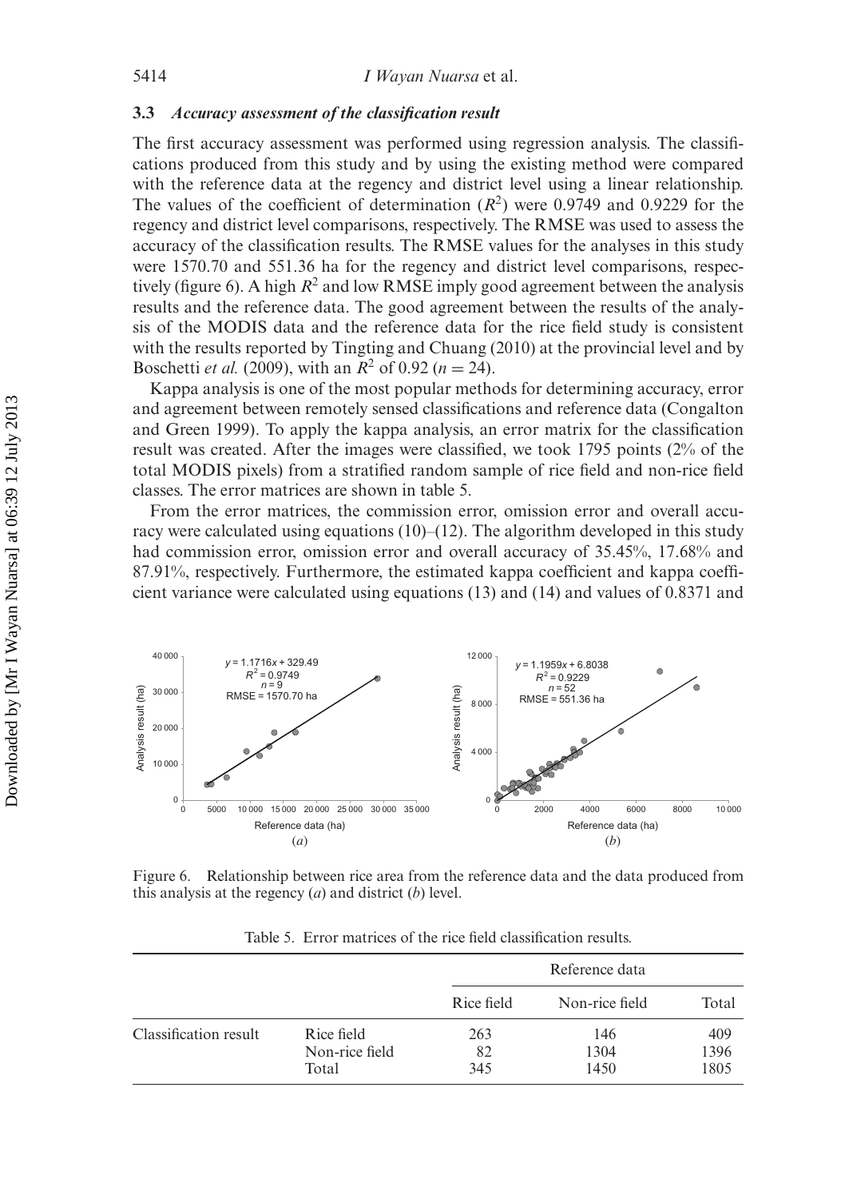### 3.3 *Accuracy assessment of the classification result*

The first accuracy assessment was performed using regression analysis. The classifications produced from this study and by using the existing method were compared with the reference data at the regency and district level using a linear relationship. The values of the coefficient of determination ($R^2$) were 0.9749 and 0.9229 for the regency and district level comparisons, respectively. The RMSE was used to assess the accuracy of the classification results. The RMSE values for the analyses in this study were 1570.70 and 551.36 ha for the regency and district level comparisons, respectively (figure 6). A high $R^2$ and low RMSE imply good agreement between the analysis results and the reference data. The good agreement between the results of the analysis of the MODIS data and the reference data for the rice field study is consistent with the results reported by Tingting and Chuang (2010) at the provincial level and by Boschetti *et al.* (2009), with an $R^2$ of 0.92 ($n = 24$).

Kappa analysis is one of the most popular methods for determining accuracy, error and agreement between remotely sensed classifications and reference data (Congalton and Green 1999). To apply the kappa analysis, an error matrix for the classification result was created. After the images were classified, we took 1795 points (2% of the total MODIS pixels) from a stratified random sample of rice field and non-rice field classes. The error matrices are shown in table 5.

From the error matrices, the commission error, omission error and overall accuracy were calculated using equations (10)–(12). The algorithm developed in this study had commission error, omission error and overall accuracy of 35.45%, 17.68% and 87.91%, respectively. Furthermore, the estimated kappa coefficient and kappa coefficient variance were calculated using equations (13) and (14) and values of 0.8371 and

Figure 6. Relationship between rice area from the reference data and the data produced from this analysis at the regency (*a*) and district (*b*) level.

Table 5. Error matrices of the rice field classification results.

| | | Reference data | | |
|---|---|---|---|---|
| | | Rice field | Non-rice field | Total |
| Classification result | Rice field | 263 | 146 | 409 |
| | Non-rice field | 82 | 1304 | 1396 |
| | Total | 345 | 1450 | 1805 |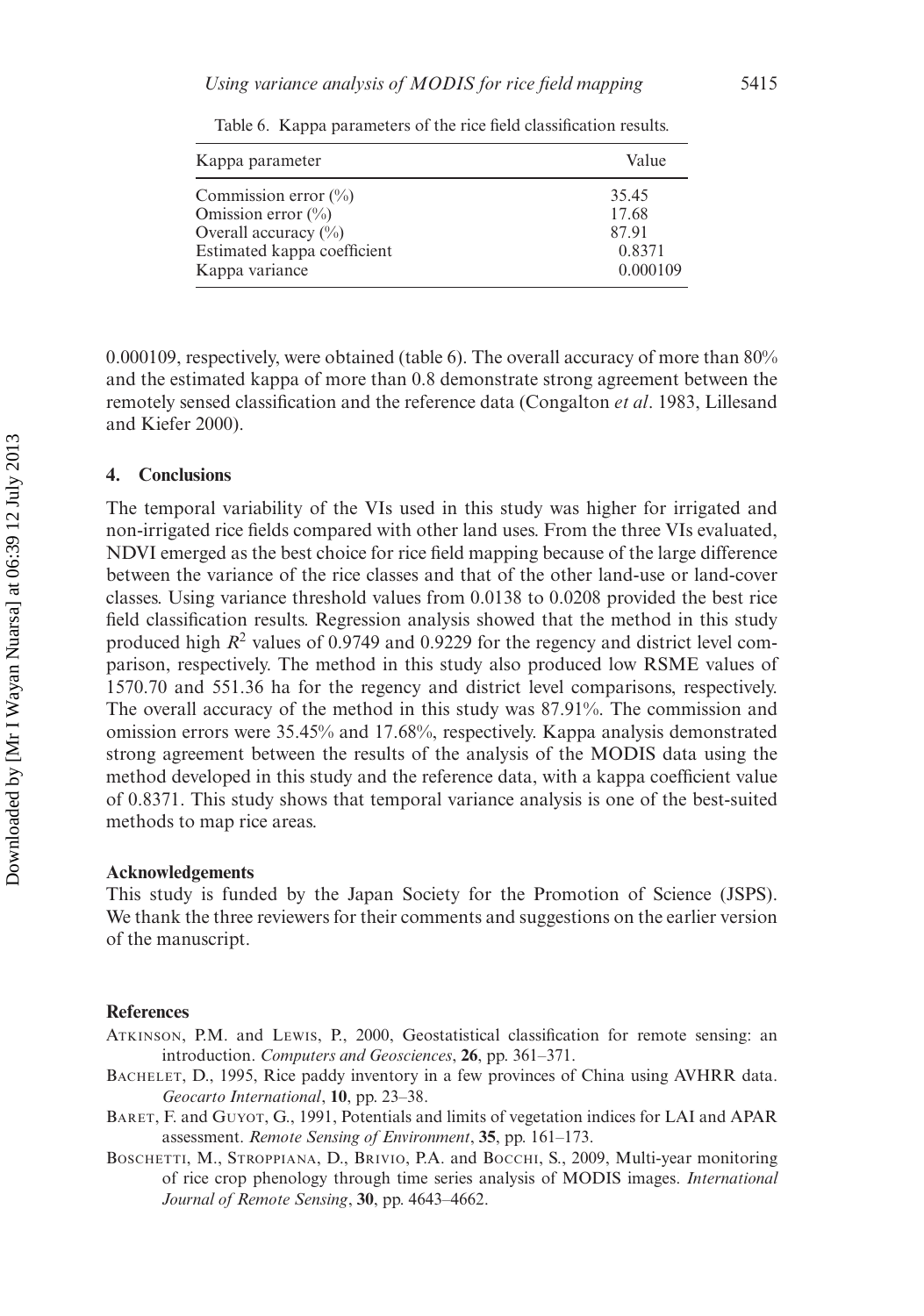Table 6. Kappa parameters of the rice field classification results.

| Kappa parameter | Value |
|---|---|
| Commission error (%) | 35.45 |
| Omission error (%) | 17.68 |
| Overall accuracy (%) | 87.91 |
| Estimated kappa coefficient | 0.8371 |
| Kappa variance | 0.000109 |

0.000109, respectively, were obtained (table 6). The overall accuracy of more than 80% and the estimated kappa of more than 0.8 demonstrate strong agreement between the remotely sensed classification and the reference data (Congalton *et al*. 1983, Lillesand and Kiefer 2000).

## 4. Conclusions

The temporal variability of the VIs used in this study was higher for irrigated and non-irrigated rice fields compared with other land uses. From the three VIs evaluated, NDVI emerged as the best choice for rice field mapping because of the large difference between the variance of the rice classes and that of the other land-use or land-cover classes. Using variance threshold values from 0.0138 to 0.0208 provided the best rice field classification results. Regression analysis showed that the method in this study produced high $R^2$ values of 0.9749 and 0.9229 for the regency and district level comparison, respectively. The method in this study also produced low RSME values of 1570.70 and 551.36 ha for the regency and district level comparisons, respectively. The overall accuracy of the method in this study was 87.91%. The commission and omission errors were 35.45% and 17.68%, respectively. Kappa analysis demonstrated strong agreement between the results of the analysis of the MODIS data using the method developed in this study and the reference data, with a kappa coefficient value of 0.8371. This study shows that temporal variance analysis is one of the best-suited methods to map rice areas.

### Acknowledgements

This study is funded by the Japan Society for the Promotion of Science (JSPS). We thank the three reviewers for their comments and suggestions on the earlier version of the manuscript.

### References

Atkinson, P.M. and Lewis, P., 2000, Geostatistical classification for remote sensing: an introduction. *Computers and Geosciences*, **26**, pp. 361–371.

Bachelet, D., 1995, Rice paddy inventory in a few provinces of China using AVHRR data. *Geocarto International*, **10**, pp. 23–38.

Baret, F. and Guyot, G., 1991, Potentials and limits of vegetation indices for LAI and APAR assessment. *Remote Sensing of Environment*, **35**, pp. 161–173.

Boschetti, M., Stroppiana, D., Brivio, P.A. and Bocchi, S., 2009, Multi-year monitoring of rice crop phenology through time series analysis of MODIS images. *International Journal of Remote Sensing*, **30**, pp. 4643–4662.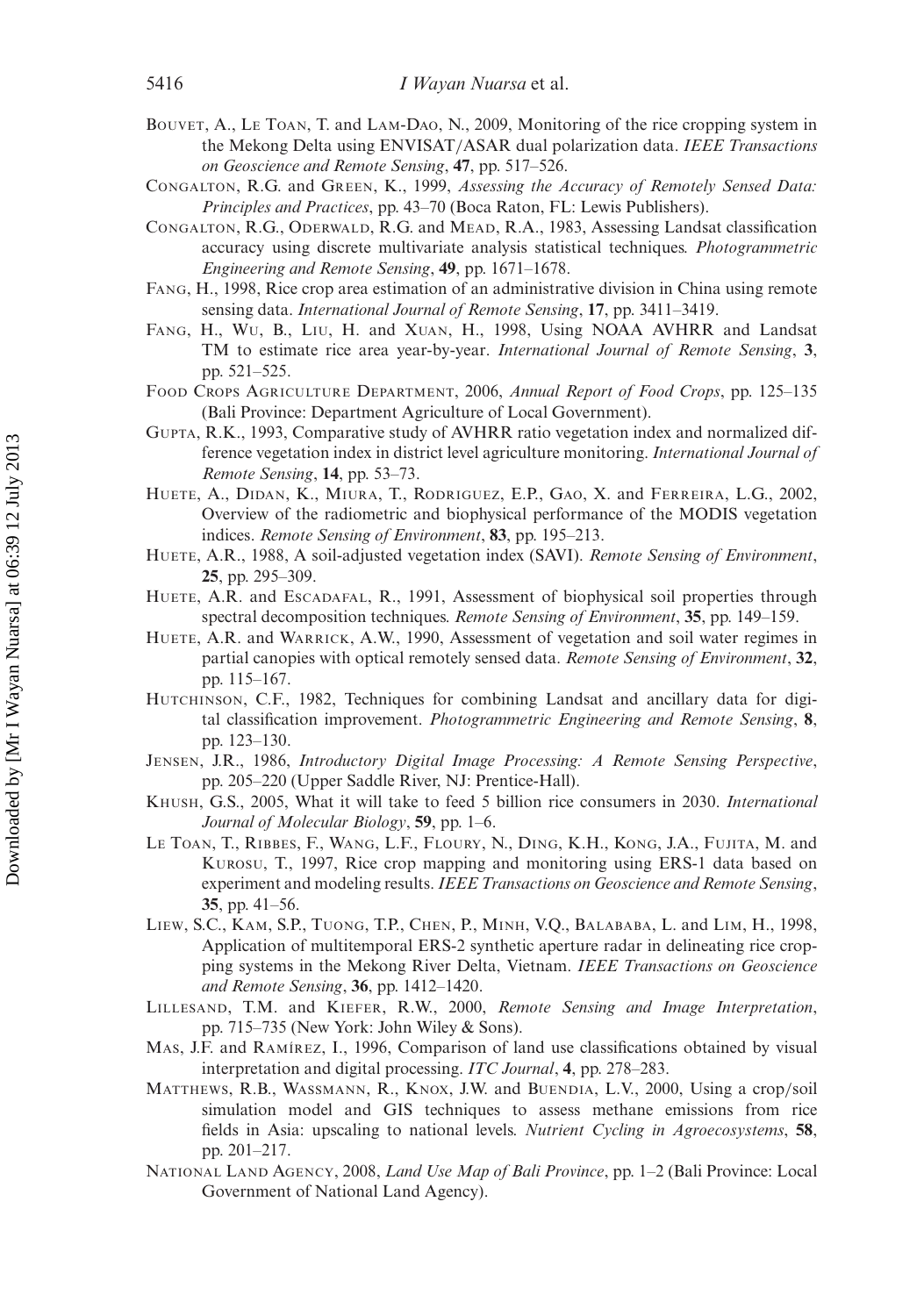Bouvet, A., Le Toan, T. and Lam-Dao, N., 2009, Monitoring of the rice cropping system in the Mekong Delta using ENVISAT/ASAR dual polarization data. *IEEE Transactions on Geoscience and Remote Sensing*, **47**, pp. 517–526.

Congalton, R.G. and Green, K., 1999, *Assessing the Accuracy of Remotely Sensed Data: Principles and Practices*, pp. 43–70 (Boca Raton, FL: Lewis Publishers).

Congalton, R.G., Oderwald, R.G. and Mead, R.A., 1983, Assessing Landsat classification accuracy using discrete multivariate analysis statistical techniques. *Photogrammetric Engineering and Remote Sensing*, **49**, pp. 1671–1678.

Fang, H., 1998, Rice crop area estimation of an administrative division in China using remote sensing data. *International Journal of Remote Sensing*, **17**, pp. 3411–3419.

Fang, H., Wu, B., Liu, H. and Xuan, H., 1998, Using NOAA AVHRR and Landsat TM to estimate rice area year-by-year. *International Journal of Remote Sensing*, **3**, pp. 521–525.

Food Crops Agriculture Department, 2006, *Annual Report of Food Crops*, pp. 125–135 (Bali Province: Department Agriculture of Local Government).

Gupta, R.K., 1993, Comparative study of AVHRR ratio vegetation index and normalized difference vegetation index in district level agriculture monitoring. *International Journal of Remote Sensing*, **14**, pp. 53–73.

Huete, A., Didan, K., Miura, T., Rodriguez, E.P., Gao, X. and Ferreira, L.G., 2002, Overview of the radiometric and biophysical performance of the MODIS vegetation indices. *Remote Sensing of Environment*, **83**, pp. 195–213.

Huete, A.R., 1988, A soil-adjusted vegetation index (SAVI). *Remote Sensing of Environment*, **25**, pp. 295–309.

Huete, A.R. and Escadafal, R., 1991, Assessment of biophysical soil properties through spectral decomposition techniques. *Remote Sensing of Environment*, **35**, pp. 149–159.

Huete, A.R. and Warrick, A.W., 1990, Assessment of vegetation and soil water regimes in partial canopies with optical remotely sensed data. *Remote Sensing of Environment*, **32**, pp. 115–167.

Hutchinson, C.F., 1982, Techniques for combining Landsat and ancillary data for digital classification improvement. *Photogrammetric Engineering and Remote Sensing*, **8**, pp. 123–130.

Jensen, J.R., 1986, *Introductory Digital Image Processing: A Remote Sensing Perspective*, pp. 205–220 (Upper Saddle River, NJ: Prentice-Hall).

Khush, G.S., 2005, What it will take to feed 5 billion rice consumers in 2030. *International Journal of Molecular Biology*, **59**, pp. 1–6.

Le Toan, T., Ribbes, F., Wang, L.F., Floury, N., Ding, K.H., Kong, J.A., Fujita, M. and Kurosu, T., 1997, Rice crop mapping and monitoring using ERS-1 data based on experiment and modeling results. *IEEE Transactions on Geoscience and Remote Sensing*, **35**, pp. 41–56.

Liew, S.C., Kam, S.P., Tuong, T.P., Chen, P., Minh, V.Q., Balababa, L. and Lim, H., 1998, Application of multitemporal ERS-2 synthetic aperture radar in delineating rice cropping systems in the Mekong River Delta, Vietnam. *IEEE Transactions on Geoscience and Remote Sensing*, **36**, pp. 1412–1420.

Lillesand, T.M. and Kiefer, R.W., 2000, *Remote Sensing and Image Interpretation*, pp. 715–735 (New York: John Wiley & Sons).

Mas, J.F. and Ramírez, I., 1996, Comparison of land use classifications obtained by visual interpretation and digital processing. *ITC Journal*, **4**, pp. 278–283.

Matthews, R.B., Wassmann, R., Knox, J.W. and Buendia, L.V., 2000, Using a crop/soil simulation model and GIS techniques to assess methane emissions from rice fields in Asia: upscaling to national levels. *Nutrient Cycling in Agroecosystems*, **58**, pp. 201–217.

National Land Agency, 2008, *Land Use Map of Bali Province*, pp. 1–2 (Bali Province: Local Government of National Land Agency).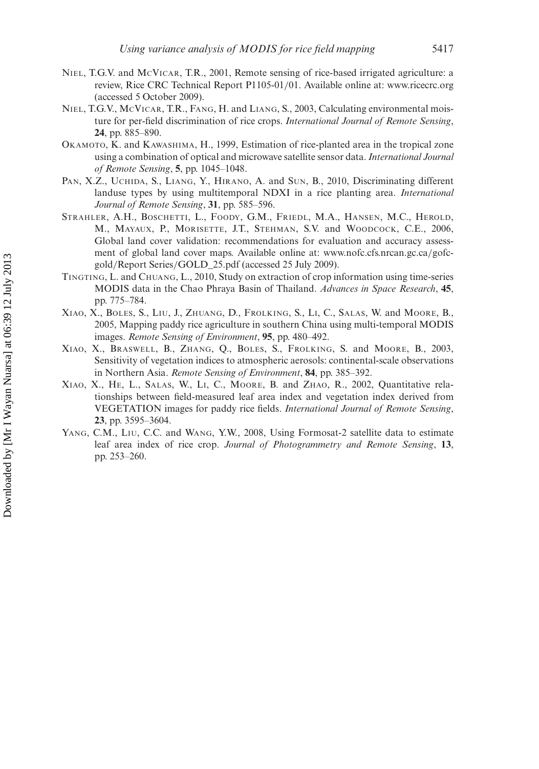Niel, T.G.V. and McVicar, T.R., 2001, Remote sensing of rice-based irrigated agriculture: a review, Rice CRC Technical Report P1105-01/01. Available online at: www.ricecrc.org (accessed 5 October 2009).

Niel, T.G.V., McVicar, T.R., Fang, H. and Liang, S., 2003, Calculating environmental moisture for per-field discrimination of rice crops. *International Journal of Remote Sensing*, **24**, pp. 885–890.

Okamoto, K. and Kawashima, H., 1999, Estimation of rice-planted area in the tropical zone using a combination of optical and microwave satellite sensor data. *International Journal of Remote Sensing*, **5**, pp. 1045–1048.

Pan, X.Z., Uchida, S., Liang, Y., Hirano, A. and Sun, B., 2010, Discriminating different landuse types by using multitemporal NDXI in a rice planting area. *International Journal of Remote Sensing*, **31**, pp. 585–596.

Strahler, A.H., Boschetti, L., Foody, G.M., Friedl, M.A., Hansen, M.C., Herold, M., Mayaux, P., Morisette, J.T., Stehman, S.V. and Woodcock, C.E., 2006, Global land cover validation: recommendations for evaluation and accuracy assessment of global land cover maps. Available online at: www.nofc.cfs.nrcan.gc.ca/gofc-gold/Report Series/GOLD_25.pdf (accessed 25 July 2009).

Tingting, L. and Chuang, L., 2010, Study on extraction of crop information using time-series MODIS data in the Chao Phraya Basin of Thailand. *Advances in Space Research*, **45**, pp. 775–784.

Xiao, X., Boles, S., Liu, J., Zhuang, D., Frolking, S., Li, C., Salas, W. and Moore, B., 2005, Mapping paddy rice agriculture in southern China using multi-temporal MODIS images. *Remote Sensing of Environment*, **95**, pp. 480–492.

Xiao, X., Braswell, B., Zhang, Q., Boles, S., Frolking, S. and Moore, B., 2003, Sensitivity of vegetation indices to atmospheric aerosols: continental-scale observations in Northern Asia. *Remote Sensing of Environment*, **84**, pp. 385–392.

Xiao, X., He, L., Salas, W., Li, C., Moore, B. and Zhao, R., 2002, Quantitative relationships between field-measured leaf area index and vegetation index derived from VEGETATION images for paddy rice fields. *International Journal of Remote Sensing*, **23**, pp. 3595–3604.

Yang, C.M., Liu, C.C. and Wang, Y.W., 2008, Using Formosat-2 satellite data to estimate leaf area index of rice crop. *Journal of Photogrammetry and Remote Sensing*, **13**, pp. 253–260.